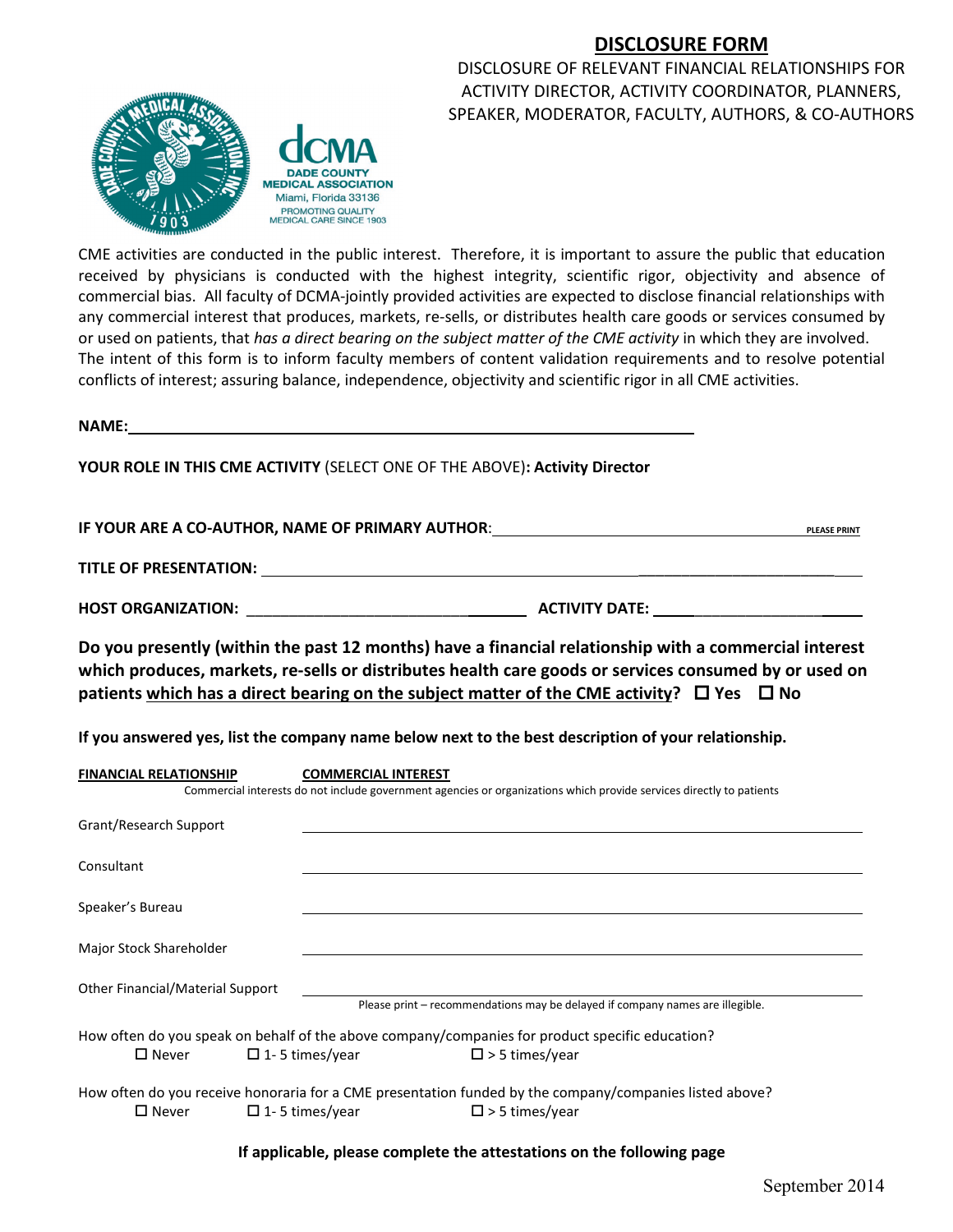# DISCLOSURE FORM

DISCLOSURE OF RELEVANT FINANCIAL RELATIONSHIPS FOR ACTIVITY DIRECTOR, ACTIVITY COORDINATOR, PLANNERS, SPEAKER, MODERATOR, FACULTY, AUTHORS, & CO-AUTHORS

DADE COUNTY MEDICAL ASSOCIATION-INC. 1903

dCMA
DADE COUNTY MEDICAL ASSOCIATION
Miami, Florida 33136
PROMOTING QUALITY MEDICAL CARE SINCE 1903

CME activities are conducted in the public interest. Therefore, it is important to assure the public that education received by physicians is conducted with the highest integrity, scientific rigor, objectivity and absence of commercial bias. All faculty of DCMA-jointly provided activities are expected to disclose financial relationships with any commercial interest that produces, markets, re-sells, or distributes health care goods or services consumed by or used on patients, that *has a direct bearing on the subject matter of the CME activity* in which they are involved. The intent of this form is to inform faculty members of content validation requirements and to resolve potential conflicts of interest; assuring balance, independence, objectivity and scientific rigor in all CME activities.

**NAME:** ____________________________________________

**YOUR ROLE IN THIS CME ACTIVITY** (SELECT ONE OF THE ABOVE)**: Activity Director**

**IF YOUR ARE A CO-AUTHOR, NAME OF PRIMARY AUTHOR**: ______________________ PLEASE PRINT

**TITLE OF PRESENTATION:** ____________________________________________

**HOST ORGANIZATION:** ______________________ **ACTIVITY DATE:** ______________________

**Do you presently (within the past 12 months) have a financial relationship with a commercial interest which produces, markets, re-sells or distributes health care goods or services consumed by or used on patients which has a direct bearing on the subject matter of the CME activity?** ☐ **Yes** ☐ **No**

**If you answered yes, list the company name below next to the best description of your relationship.**

**FINANCIAL RELATIONSHIP** | **COMMERCIAL INTEREST**

Commercial interests do not include government agencies or organizations which provide services directly to patients

| FINANCIAL RELATIONSHIP | COMMERCIAL INTEREST |
|---|---|
| Grant/Research Support | ______________________ |
| Consultant | ______________________ |
| Speaker's Bureau | ______________________ |
| Major Stock Shareholder | ______________________ |
| Other Financial/Material Support | ______________________ |

Please print – recommendations may be delayed if company names are illegible.

How often do you speak on behalf of the above company/companies for product specific education?

☐ Never ☐ 1- 5 times/year ☐ > 5 times/year

How often do you receive honoraria for a CME presentation funded by the company/companies listed above?

☐ Never ☐ 1- 5 times/year ☐ > 5 times/year

**If applicable, please complete the attestations on the following page**

September 2014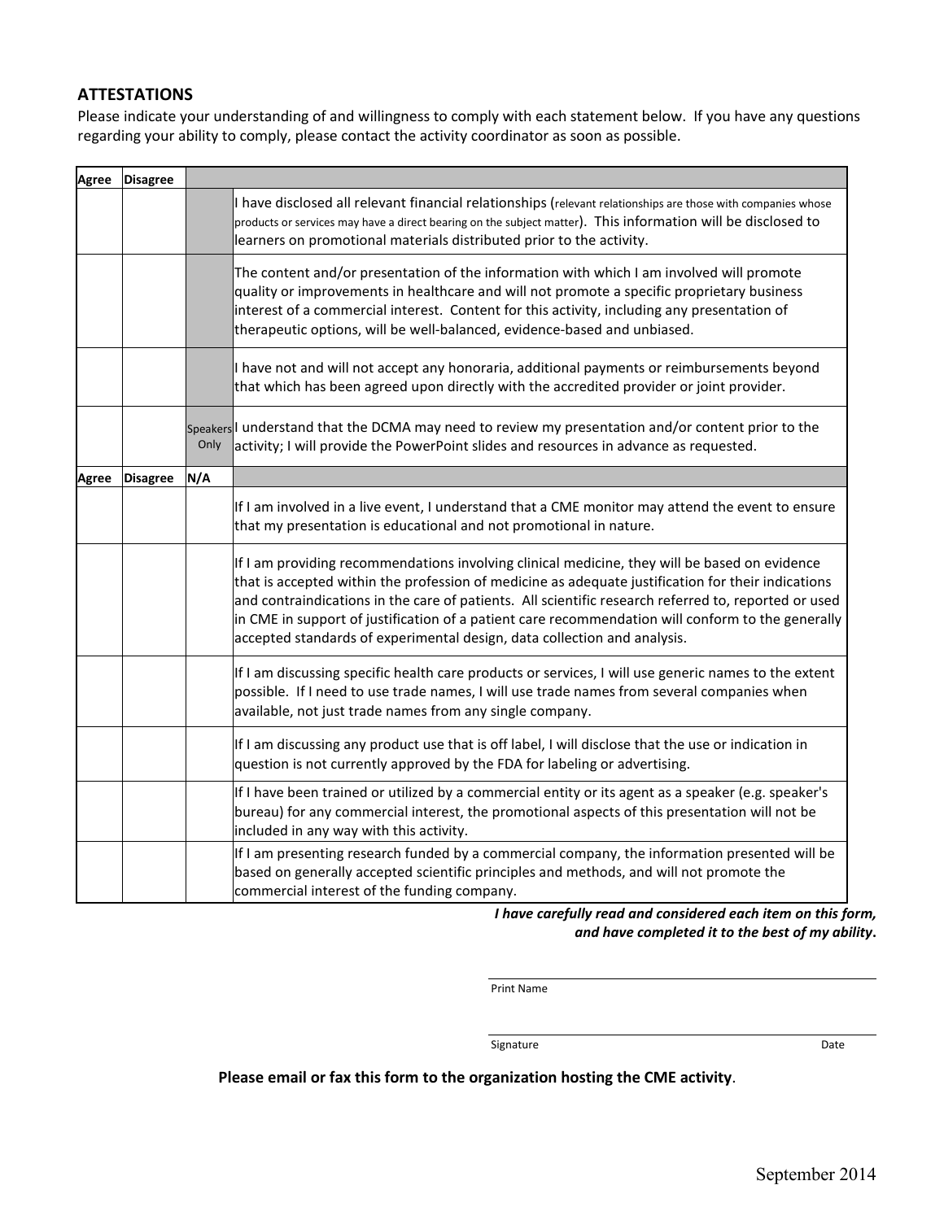## ATTESTATIONS

Please indicate your understanding of and willingness to comply with each statement below. If you have any questions regarding your ability to comply, please contact the activity coordinator as soon as possible.

| Agree | Disagree | | |
|---|---|---|---|
| | | | I have disclosed all relevant financial relationships (relevant relationships are those with companies whose products or services may have a direct bearing on the subject matter). This information will be disclosed to learners on promotional materials distributed prior to the activity. |
| | | | The content and/or presentation of the information with which I am involved will promote quality or improvements in healthcare and will not promote a specific proprietary business interest of a commercial interest. Content for this activity, including any presentation of therapeutic options, will be well-balanced, evidence-based and unbiased. |
| | | | I have not and will not accept any honoraria, additional payments or reimbursements beyond that which has been agreed upon directly with the accredited provider or joint provider. |
| | | Speakers Only | I understand that the DCMA may need to review my presentation and/or content prior to the activity; I will provide the PowerPoint slides and resources in advance as requested. |
| **Agree** | **Disagree** | **N/A** | |
| | | | If I am involved in a live event, I understand that a CME monitor may attend the event to ensure that my presentation is educational and not promotional in nature. |
| | | | If I am providing recommendations involving clinical medicine, they will be based on evidence that is accepted within the profession of medicine as adequate justification for their indications and contraindications in the care of patients. All scientific research referred to, reported or used in CME in support of justification of a patient care recommendation will conform to the generally accepted standards of experimental design, data collection and analysis. |
| | | | If I am discussing specific health care products or services, I will use generic names to the extent possible. If I need to use trade names, I will use trade names from several companies when available, not just trade names from any single company. |
| | | | If I am discussing any product use that is off label, I will disclose that the use or indication in question is not currently approved by the FDA for labeling or advertising. |
| | | | If I have been trained or utilized by a commercial entity or its agent as a speaker (e.g. speaker's bureau) for any commercial interest, the promotional aspects of this presentation will not be included in any way with this activity. |
| | | | If I am presenting research funded by a commercial company, the information presented will be based on generally accepted scientific principles and methods, and will not promote the commercial interest of the funding company. |

***I have carefully read and considered each item on this form, and have completed it to the best of my ability.***

Print Name

Signature Date

**Please email or fax this form to the organization hosting the CME activity**.

September 2014